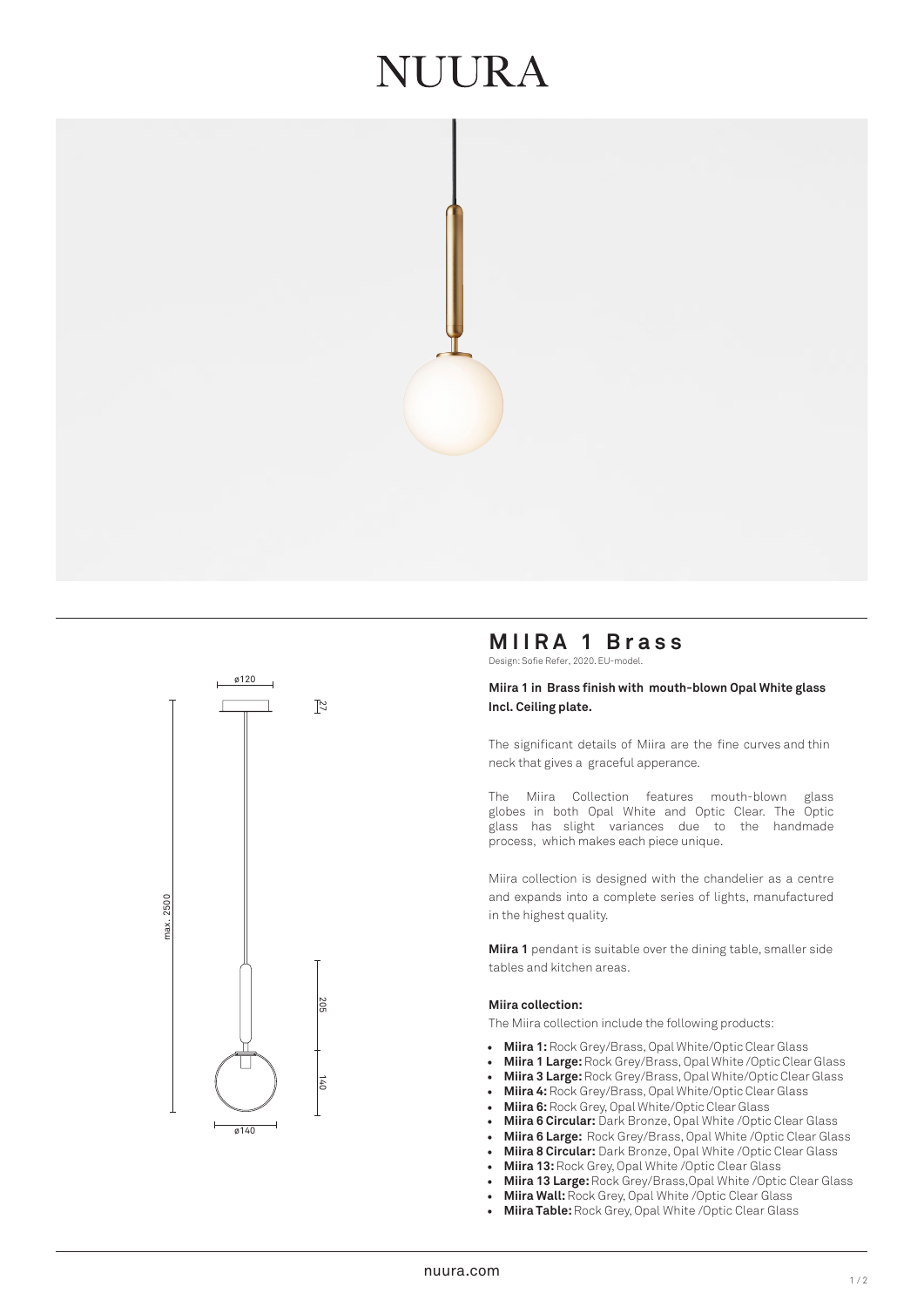# NUURA

ø120

27

max. 2500

205

140

ø140

## MIIRA 1 Brass

Design: Sofie Refer, 2020. EU-model.

**Miira 1 in Brass finish with mouth-blown Opal White glass**
**Incl. Ceiling plate.**

The significant details of Miira are the fine curves and thin neck that gives a graceful apperance.

The Miira Collection features mouth-blown glass globes in both Opal White and Optic Clear. The Optic glass has slight variances due to the handmade process, which makes each piece unique.

Miira collection is designed with the chandelier as a centre and expands into a complete series of lights, manufactured in the highest quality.

**Miira 1** pendant is suitable over the dining table, smaller side tables and kitchen areas.

**Miira collection:**

The Miira collection include the following products:

- **Miira 1:** Rock Grey/Brass, Opal White/Optic Clear Glass
- **Miira 1 Large:** Rock Grey/Brass, Opal White /Optic Clear Glass
- **Miira 3 Large:** Rock Grey/Brass, Opal White/Optic Clear Glass
- **Miira 4:** Rock Grey/Brass, Opal White/Optic Clear Glass
- **Miira 6:** Rock Grey, Opal White/Optic Clear Glass
- **Miira 6 Circular:** Dark Bronze, Opal White /Optic Clear Glass
- **Miira 6 Large:** Rock Grey/Brass, Opal White /Optic Clear Glass
- **Miira 8 Circular:** Dark Bronze, Opal White /Optic Clear Glass
- **Miira 13:** Rock Grey, Opal White /Optic Clear Glass
- **Miira 13 Large:** Rock Grey/Brass,Opal White /Optic Clear Glass
- **Miira Wall:** Rock Grey, Opal White /Optic Clear Glass
- **Miira Table:** Rock Grey, Opal White /Optic Clear Glass

nuura.com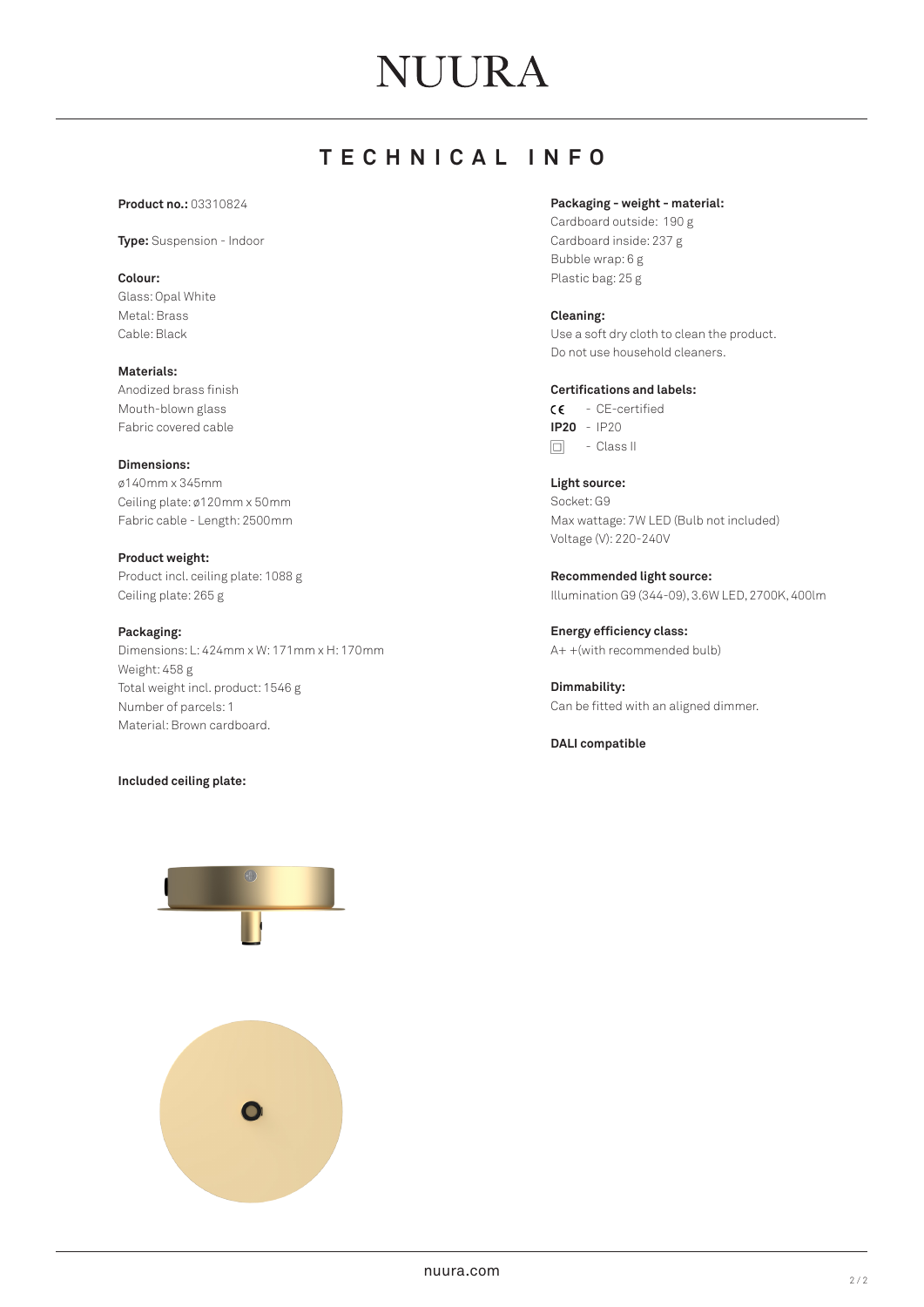# NUURA

## TECHNICAL INFO

**Product no.:** 03310824

**Type:** Suspension - Indoor

**Colour:**
Glass: Opal White
Metal: Brass
Cable: Black

**Materials:**
Anodized brass finish
Mouth-blown glass
Fabric covered cable

**Dimensions:**
ø140mm x 345mm
Ceiling plate: ø120mm x 50mm
Fabric cable - Length: 2500mm

**Product weight:**
Product incl. ceiling plate: 1088 g
Ceiling plate: 265 g

**Packaging:**
Dimensions: L: 424mm x W: 171mm x H: 170mm
Weight: 458 g
Total weight incl. product: 1546 g
Number of parcels: 1
Material: Brown cardboard.

**Included ceiling plate:**

**Packaging - weight - material:**
Cardboard outside: 190 g
Cardboard inside: 237 g
Bubble wrap: 6 g
Plastic bag: 25 g

**Cleaning:**
Use a soft dry cloth to clean the product.
Do not use household cleaners.

**Certifications and labels:**
CE - CE-certified
**IP20** - IP20
▢ - Class II

**Light source:**
Socket: G9
Max wattage: 7W LED (Bulb not included)
Voltage (V): 220-240V

**Recommended light source:**
Illumination G9 (344-09), 3.6W LED, 2700K, 400lm

**Energy efficiency class:**
A+ +(with recommended bulb)

**Dimmability:**
Can be fitted with an aligned dimmer.

**DALI compatible**

nuura.com